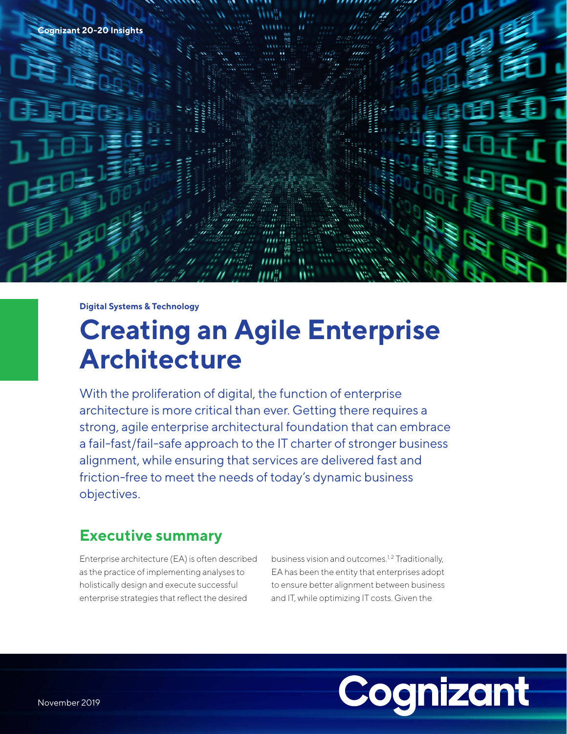Cognizant 20-20 Insights

Digital Systems & Technology

# Creating an Agile Enterprise Architecture

With the proliferation of digital, the function of enterprise architecture is more critical than ever. Getting there requires a strong, agile enterprise architectural foundation that can embrace a fail-fast/fail-safe approach to the IT charter of stronger business alignment, while ensuring that services are delivered fast and friction-free to meet the needs of today's dynamic business objectives.

## Executive summary

Enterprise architecture (EA) is often described as the practice of implementing analyses to holistically design and execute successful enterprise strategies that reflect the desired business vision and outcomes.[1,2] Traditionally, EA has been the entity that enterprises adopt to ensure better alignment between business and IT, while optimizing IT costs. Given the

November 2019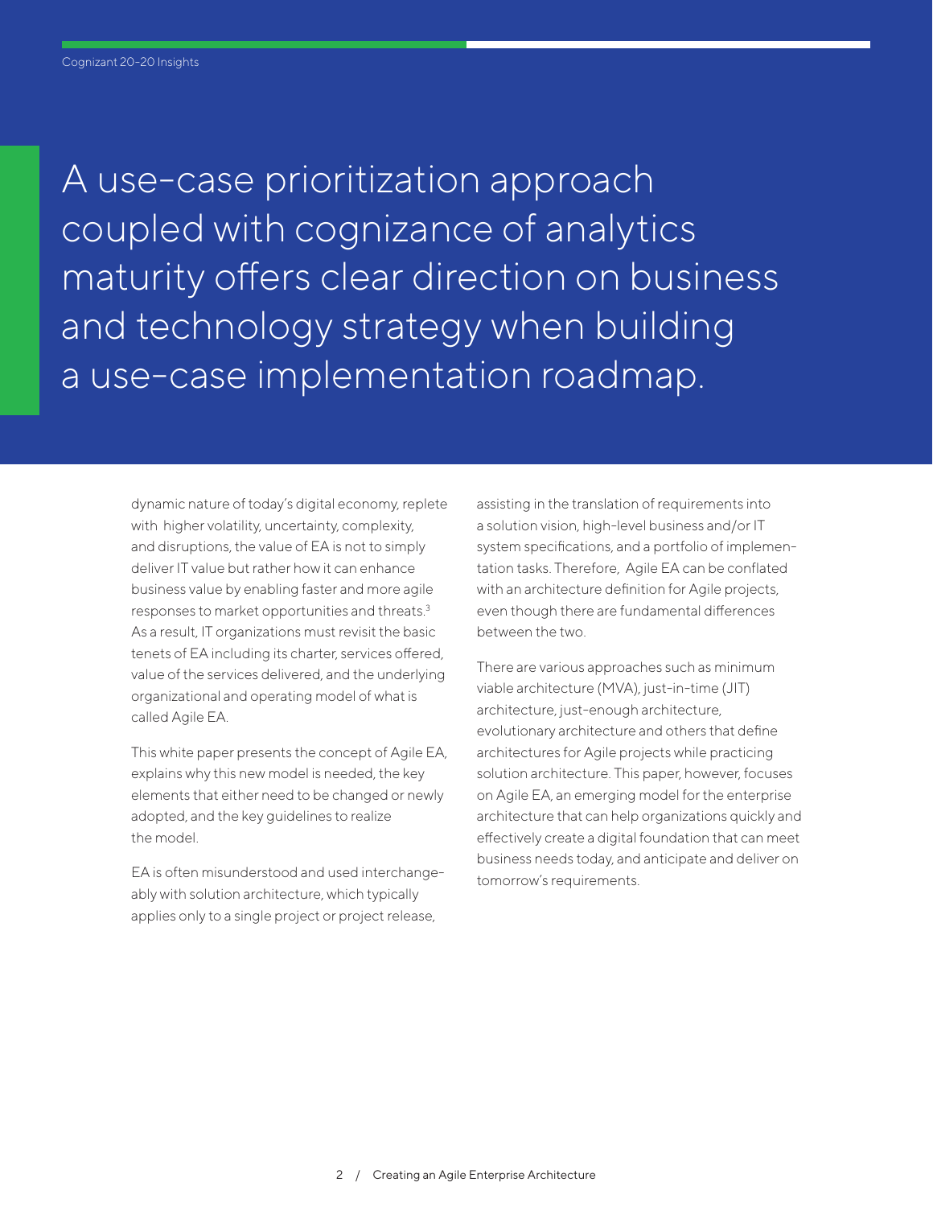> A use-case prioritization approach coupled with cognizance of analytics maturity offers clear direction on business and technology strategy when building a use-case implementation roadmap.

dynamic nature of today's digital economy, replete with higher volatility, uncertainty, complexity, and disruptions, the value of EA is not to simply deliver IT value but rather how it can enhance business value by enabling faster and more agile responses to market opportunities and threats.[3] As a result, IT organizations must revisit the basic tenets of EA including its charter, services offered, value of the services delivered, and the underlying organizational and operating model of what is called Agile EA.

This white paper presents the concept of Agile EA, explains why this new model is needed, the key elements that either need to be changed or newly adopted, and the key guidelines to realize the model.

EA is often misunderstood and used interchangeably with solution architecture, which typically applies only to a single project or project release, assisting in the translation of requirements into a solution vision, high-level business and/or IT system specifications, and a portfolio of implementation tasks. Therefore, Agile EA can be conflated with an architecture definition for Agile projects, even though there are fundamental differences between the two.

There are various approaches such as minimum viable architecture (MVA), just-in-time (JIT) architecture, just-enough architecture, evolutionary architecture and others that define architectures for Agile projects while practicing solution architecture. This paper, however, focuses on Agile EA, an emerging model for the enterprise architecture that can help organizations quickly and effectively create a digital foundation that can meet business needs today, and anticipate and deliver on tomorrow's requirements.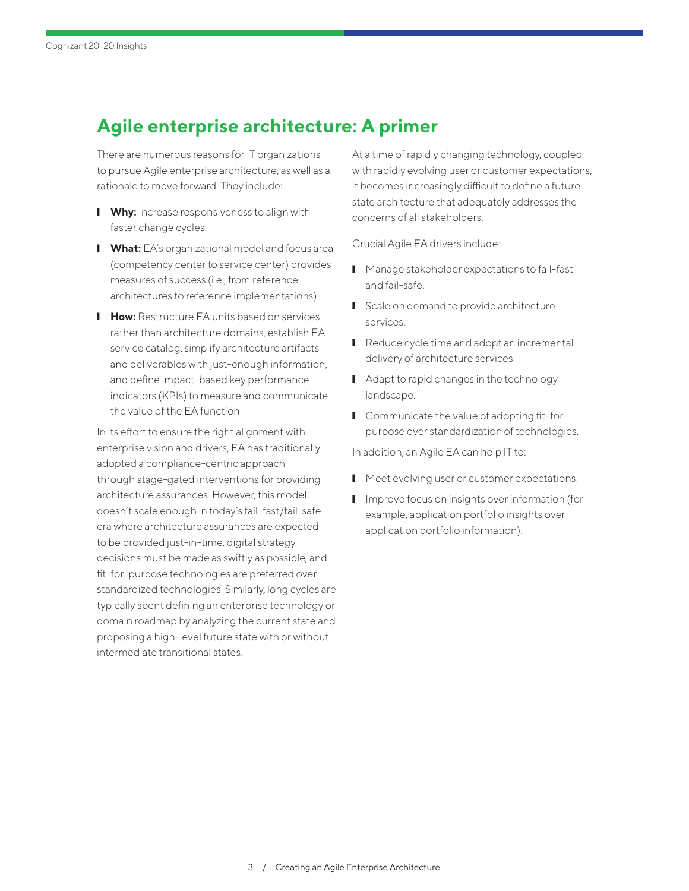## Agile enterprise architecture: A primer

There are numerous reasons for IT organizations to pursue Agile enterprise architecture, as well as a rationale to move forward. They include:

- **Why:** Increase responsiveness to align with faster change cycles.
- **What:** EA's organizational model and focus area (competency center to service center) provides measures of success (i.e., from reference architectures to reference implementations).
- **How:** Restructure EA units based on services rather than architecture domains, establish EA service catalog, simplify architecture artifacts and deliverables with just-enough information, and define impact-based key performance indicators (KPIs) to measure and communicate the value of the EA function.

In its effort to ensure the right alignment with enterprise vision and drivers, EA has traditionally adopted a compliance-centric approach through stage-gated interventions for providing architecture assurances. However, this model doesn't scale enough in today's fail-fast/fail-safe era where architecture assurances are expected to be provided just-in-time, digital strategy decisions must be made as swiftly as possible, and fit-for-purpose technologies are preferred over standardized technologies. Similarly, long cycles are typically spent defining an enterprise technology or domain roadmap by analyzing the current state and proposing a high-level future state with or without intermediate transitional states.

At a time of rapidly changing technology, coupled with rapidly evolving user or customer expectations, it becomes increasingly difficult to define a future state architecture that adequately addresses the concerns of all stakeholders.

Crucial Agile EA drivers include:

- Manage stakeholder expectations to fail-fast and fail-safe.
- Scale on demand to provide architecture services.
- Reduce cycle time and adopt an incremental delivery of architecture services.
- Adapt to rapid changes in the technology landscape.
- Communicate the value of adopting fit-for-purpose over standardization of technologies.

In addition, an Agile EA can help IT to:

- Meet evolving user or customer expectations.
- Improve focus on insights over information (for example, application portfolio insights over application portfolio information).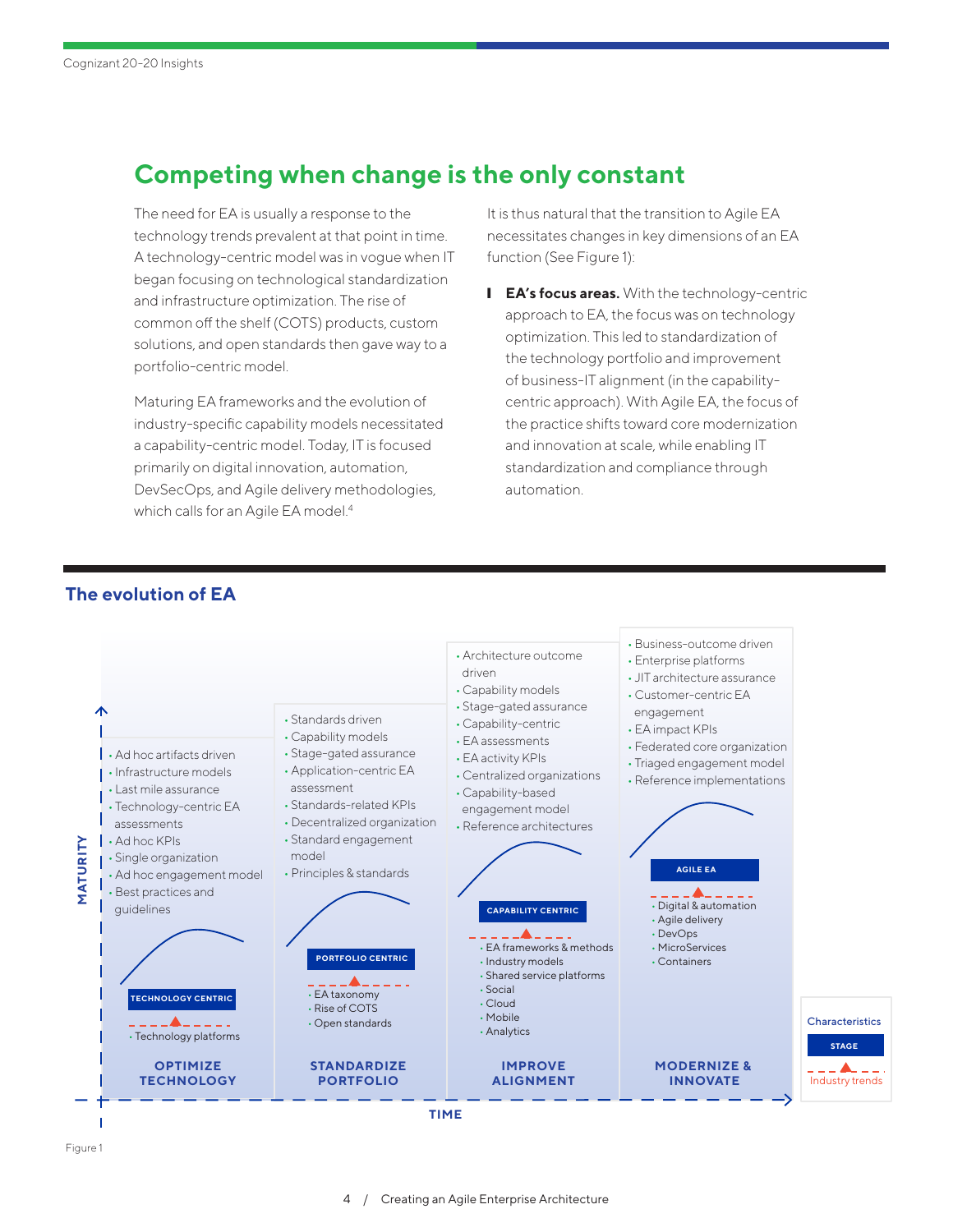## Competing when change is the only constant

The need for EA is usually a response to the technology trends prevalent at that point in time. A technology-centric model was in vogue when IT began focusing on technological standardization and infrastructure optimization. The rise of common off the shelf (COTS) products, custom solutions, and open standards then gave way to a portfolio-centric model.

Maturing EA frameworks and the evolution of industry-specific capability models necessitated a capability-centric model. Today, IT is focused primarily on digital innovation, automation, DevSecOps, and Agile delivery methodologies, which calls for an Agile EA model.[4]

It is thus natural that the transition to Agile EA necessitates changes in key dimensions of an EA function (See Figure 1):

- **EA's focus areas.** With the technology-centric approach to EA, the focus was on technology optimization. This led to standardization of the technology portfolio and improvement of business-IT alignment (in the capability-centric approach). With Agile EA, the focus of the practice shifts toward core modernization and innovation at scale, while enabling IT standardization and compliance through automation.

### The evolution of EA

**OPTIMIZE TECHNOLOGY** — Stage: TECHNOLOGY CENTRIC

- Ad hoc artifacts driven
- Infrastructure models
- Last mile assurance
- Technology-centric EA assessments
- Ad hoc KPIs
- Single organization
- Ad hoc engagement model
- Best practices and guidelines

Industry trends:
- Technology platforms

**STANDARDIZE PORTFOLIO** — Stage: PORTFOLIO CENTRIC

- Standards driven
- Capability models
- Stage-gated assurance
- Application-centric EA assessment
- Standards-related KPIs
- Decentralized organization
- Standard engagement model
- Principles & standards

Industry trends:
- EA taxonomy
- Rise of COTS
- Open standards

**IMPROVE ALIGNMENT** — Stage: CAPABILITY CENTRIC

- Architecture outcome driven
- Capability models
- Stage-gated assurance
- Capability-centric
- EA assessments
- EA activity KPIs
- Centralized organizations
- Capability-based engagement model
- Reference architectures

Industry trends:
- EA frameworks & methods
- Industry models
- Shared service platforms
- Social
- Cloud
- Mobile
- Analytics

**MODERNIZE & INNOVATE** — Stage: AGILE EA

- Business-outcome driven
- Enterprise platforms
- JIT architecture assurance
- Customer-centric EA engagement
- EA impact KPIs
- Federated core organization
- Triaged engagement model
- Reference implementations

Industry trends:
- Digital & automation
- Agile delivery
- DevOps
- MicroServices
- Containers

Axes: MATURITY (vertical), TIME (horizontal). Legend: Characteristics; STAGE; Industry trends.

Figure 1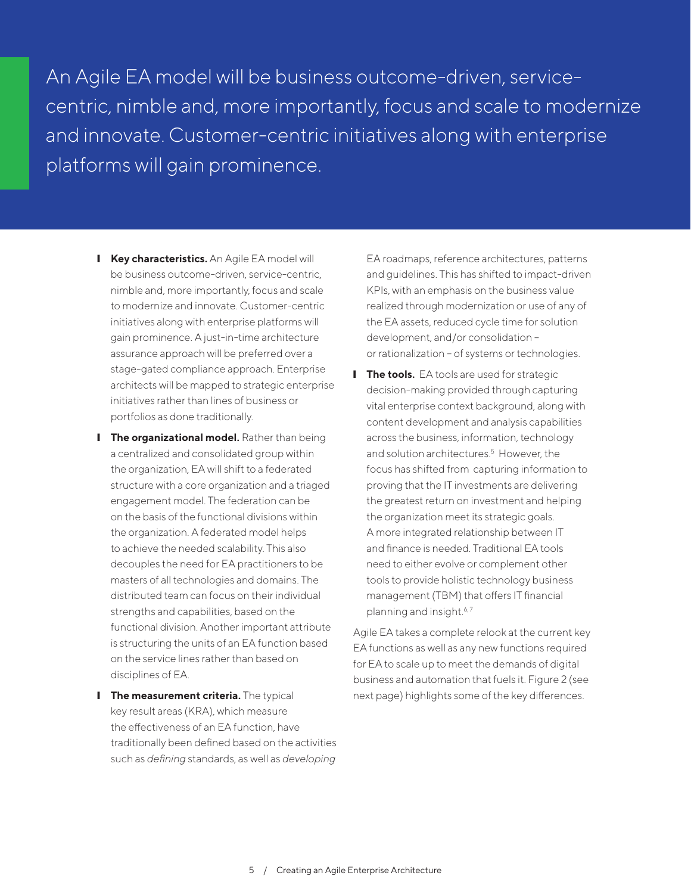> An Agile EA model will be business outcome-driven, service-centric, nimble and, more importantly, focus and scale to modernize and innovate. Customer-centric initiatives along with enterprise platforms will gain prominence.

- **Key characteristics.** An Agile EA model will be business outcome-driven, service-centric, nimble and, more importantly, focus and scale to modernize and innovate. Customer-centric initiatives along with enterprise platforms will gain prominence. A just-in-time architecture assurance approach will be preferred over a stage-gated compliance approach. Enterprise architects will be mapped to strategic enterprise initiatives rather than lines of business or portfolios as done traditionally.

- **The organizational model.** Rather than being a centralized and consolidated group within the organization, EA will shift to a federated structure with a core organization and a triaged engagement model. The federation can be on the basis of the functional divisions within the organization. A federated model helps to achieve the needed scalability. This also decouples the need for EA practitioners to be masters of all technologies and domains. The distributed team can focus on their individual strengths and capabilities, based on the functional division. Another important attribute is structuring the units of an EA function based on the service lines rather than based on disciplines of EA.

- **The measurement criteria.** The typical key result areas (KRA), which measure the effectiveness of an EA function, have traditionally been defined based on the activities such as *defining* standards, as well as *developing* EA roadmaps, reference architectures, patterns and guidelines. This has shifted to impact-driven KPIs, with an emphasis on the business value realized through modernization or use of any of the EA assets, reduced cycle time for solution development, and/or consolidation – or rationalization – of systems or technologies.

- **The tools.** EA tools are used for strategic decision-making provided through capturing vital enterprise context background, along with content development and analysis capabilities across the business, information, technology and solution architectures.[5] However, the focus has shifted from capturing information to proving that the IT investments are delivering the greatest return on investment and helping the organization meet its strategic goals. A more integrated relationship between IT and finance is needed. Traditional EA tools need to either evolve or complement other tools to provide holistic technology business management (TBM) that offers IT financial planning and insight.[6,7]

Agile EA takes a complete relook at the current key EA functions as well as any new functions required for EA to scale up to meet the demands of digital business and automation that fuels it. Figure 2 (see next page) highlights some of the key differences.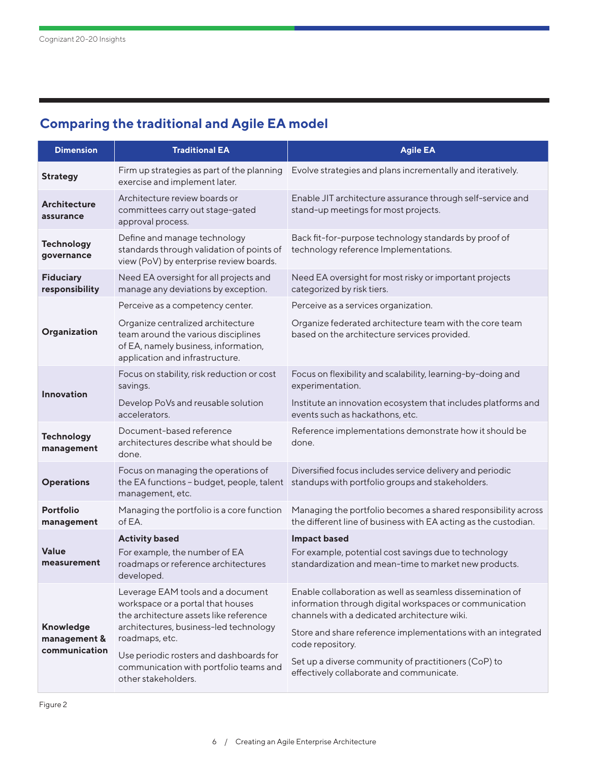## Comparing the traditional and Agile EA model

| Dimension | Traditional EA | Agile EA |
| --- | --- | --- |
| **Strategy** | Firm up strategies as part of the planning exercise and implement later. | Evolve strategies and plans incrementally and iteratively. |
| **Architecture assurance** | Architecture review boards or committees carry out stage-gated approval process. | Enable JIT architecture assurance through self-service and stand-up meetings for most projects. |
| **Technology governance** | Define and manage technology standards through validation of points of view (PoV) by enterprise review boards. | Back fit-for-purpose technology standards by proof of technology reference Implementations. |
| **Fiduciary responsibility** | Need EA oversight for all projects and manage any deviations by exception. | Need EA oversight for most risky or important projects categorized by risk tiers. |
| **Organization** | Perceive as a competency center.<br><br>Organize centralized architecture team around the various disciplines of EA, namely business, information, application and infrastructure. | Perceive as a services organization.<br><br>Organize federated architecture team with the core team based on the architecture services provided. |
| **Innovation** | Focus on stability, risk reduction or cost savings.<br><br>Develop PoVs and reusable solution accelerators. | Focus on flexibility and scalability, learning-by-doing and experimentation.<br><br>Institute an innovation ecosystem that includes platforms and events such as hackathons, etc. |
| **Technology management** | Document-based reference architectures describe what should be done. | Reference implementations demonstrate how it should be done. |
| **Operations** | Focus on managing the operations of the EA functions – budget, people, talent management, etc. | Diversified focus includes service delivery and periodic standups with portfolio groups and stakeholders. |
| **Portfolio management** | Managing the portfolio is a core function of EA. | Managing the portfolio becomes a shared responsibility across the different line of business with EA acting as the custodian. |
| **Value measurement** | **Activity based**<br>For example, the number of EA roadmaps or reference architectures developed. | **Impact based**<br>For example, potential cost savings due to technology standardization and mean-time to market new products. |
| **Knowledge management & communication** | Leverage EAM tools and a document workspace or a portal that houses the architecture assets like reference architectures, business-led technology roadmaps, etc.<br><br>Use periodic rosters and dashboards for communication with portfolio teams and other stakeholders. | Enable collaboration as well as seamless dissemination of information through digital workspaces or communication channels with a dedicated architecture wiki.<br><br>Store and share reference implementations with an integrated code repository.<br><br>Set up a diverse community of practitioners (CoP) to effectively collaborate and communicate. |

Figure 2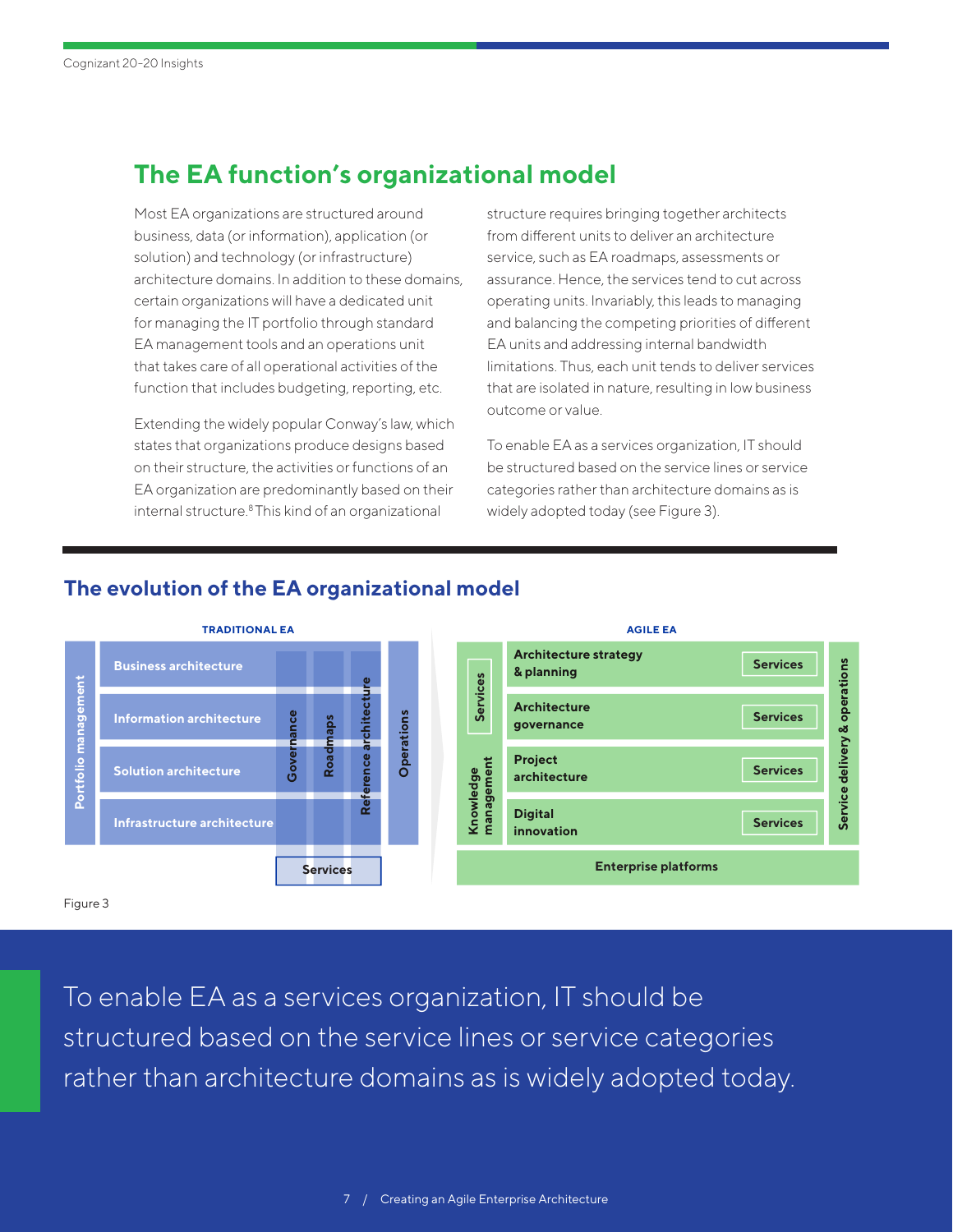## The EA function's organizational model

Most EA organizations are structured around business, data (or information), application (or solution) and technology (or infrastructure) architecture domains. In addition to these domains, certain organizations will have a dedicated unit for managing the IT portfolio through standard EA management tools and an operations unit that takes care of all operational activities of the function that includes budgeting, reporting, etc.

Extending the widely popular Conway's law, which states that organizations produce designs based on their structure, the activities or functions of an EA organization are predominantly based on their internal structure.[8] This kind of an organizational structure requires bringing together architects from different units to deliver an architecture service, such as EA roadmaps, assessments or assurance. Hence, the services tend to cut across operating units. Invariably, this leads to managing and balancing the competing priorities of different EA units and addressing internal bandwidth limitations. Thus, each unit tends to deliver services that are isolated in nature, resulting in low business outcome or value.

To enable EA as a services organization, IT should be structured based on the service lines or service categories rather than architecture domains as is widely adopted today (see Figure 3).

### The evolution of the EA organizational model

**TRADITIONAL EA**

- Portfolio management
- Business architecture
- Information architecture
- Solution architecture
- Infrastructure architecture
- Governance
- Roadmaps
- Reference architecture
- Operations
- Services

**AGILE EA**

- Services
- Knowledge management
- Architecture strategy & planning — Services
- Architecture governance — Services
- Project architecture — Services
- Digital innovation — Services
- Service delivery & operations
- Enterprise platforms

Figure 3

> To enable EA as a services organization, IT should be structured based on the service lines or service categories rather than architecture domains as is widely adopted today.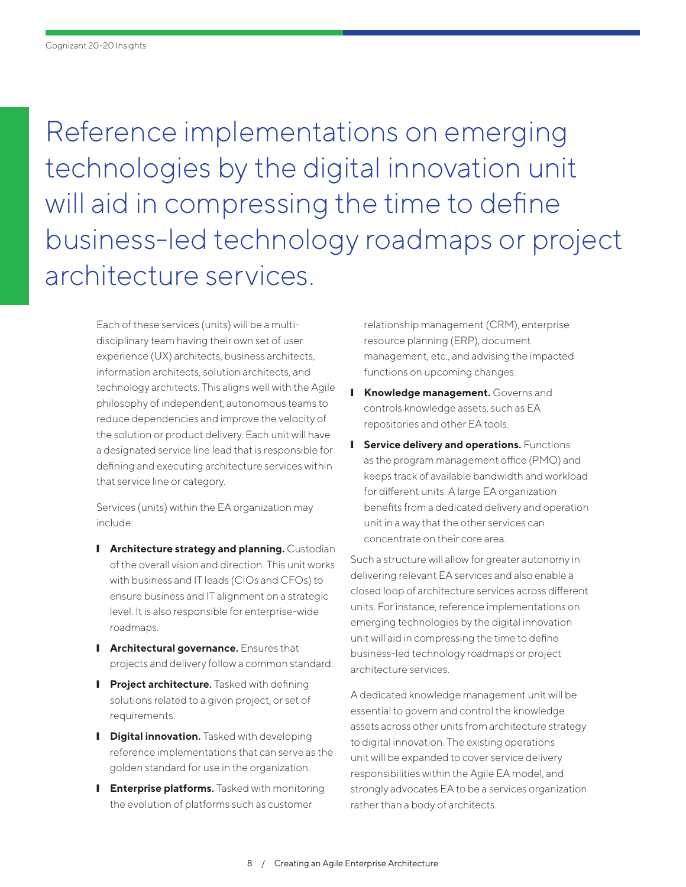> Reference implementations on emerging technologies by the digital innovation unit will aid in compressing the time to define business-led technology roadmaps or project architecture services.

Each of these services (units) will be a multi-disciplinary team having their own set of user experience (UX) architects, business architects, information architects, solution architects, and technology architects. This aligns well with the Agile philosophy of independent, autonomous teams to reduce dependencies and improve the velocity of the solution or product delivery. Each unit will have a designated service line lead that is responsible for defining and executing architecture services within that service line or category.

Services (units) within the EA organization may include:

- **Architecture strategy and planning.** Custodian of the overall vision and direction. This unit works with business and IT leads (CIOs and CFOs) to ensure business and IT alignment on a strategic level. It is also responsible for enterprise-wide roadmaps.
- **Architectural governance.** Ensures that projects and delivery follow a common standard.
- **Project architecture.** Tasked with defining solutions related to a given project, or set of requirements.
- **Digital innovation.** Tasked with developing reference implementations that can serve as the golden standard for use in the organization.
- **Enterprise platforms.** Tasked with monitoring the evolution of platforms such as customer relationship management (CRM), enterprise resource planning (ERP), document management, etc., and advising the impacted functions on upcoming changes.
- **Knowledge management.** Governs and controls knowledge assets, such as EA repositories and other EA tools.
- **Service delivery and operations.** Functions as the program management office (PMO) and keeps track of available bandwidth and workload for different units. A large EA organization benefits from a dedicated delivery and operation unit in a way that the other services can concentrate on their core area.

Such a structure will allow for greater autonomy in delivering relevant EA services and also enable a closed loop of architecture services across different units. For instance, reference implementations on emerging technologies by the digital innovation unit will aid in compressing the time to define business-led technology roadmaps or project architecture services.

A dedicated knowledge management unit will be essential to govern and control the knowledge assets across other units from architecture strategy to digital innovation. The existing operations unit will be expanded to cover service delivery responsibilities within the Agile EA model, and strongly advocates EA to be a services organization rather than a body of architects.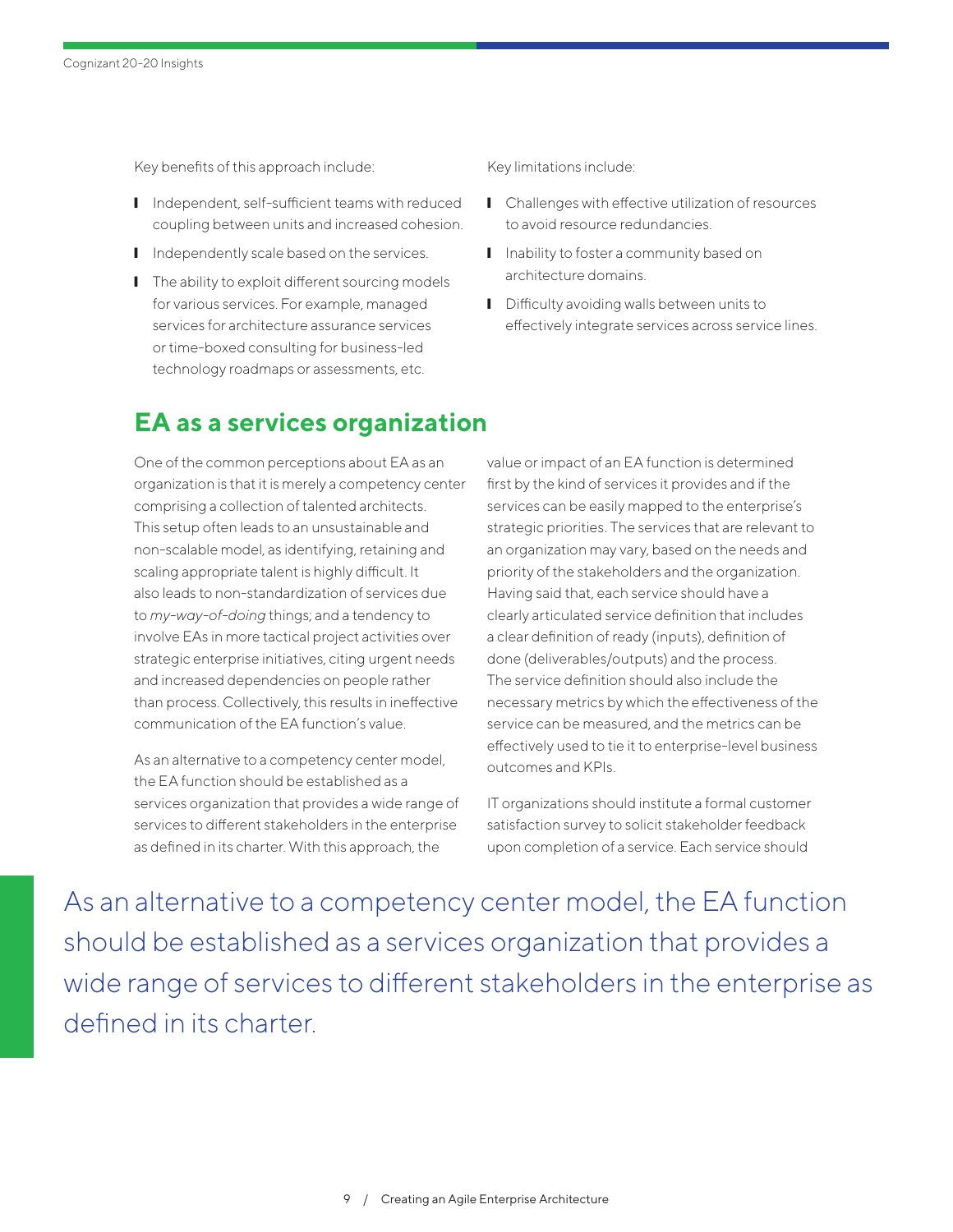Key benefits of this approach include:

- Independent, self-sufficient teams with reduced coupling between units and increased cohesion.
- Independently scale based on the services.
- The ability to exploit different sourcing models for various services. For example, managed services for architecture assurance services or time-boxed consulting for business-led technology roadmaps or assessments, etc.

Key limitations include:

- Challenges with effective utilization of resources to avoid resource redundancies.
- Inability to foster a community based on architecture domains.
- Difficulty avoiding walls between units to effectively integrate services across service lines.

## EA as a services organization

One of the common perceptions about EA as an organization is that it is merely a competency center comprising a collection of talented architects. This setup often leads to an unsustainable and non-scalable model, as identifying, retaining and scaling appropriate talent is highly difficult. It also leads to non-standardization of services due to *my-way-of-doing* things; and a tendency to involve EAs in more tactical project activities over strategic enterprise initiatives, citing urgent needs and increased dependencies on people rather than process. Collectively, this results in ineffective communication of the EA function's value.

As an alternative to a competency center model, the EA function should be established as a services organization that provides a wide range of services to different stakeholders in the enterprise as defined in its charter. With this approach, the value or impact of an EA function is determined first by the kind of services it provides and if the services can be easily mapped to the enterprise's strategic priorities. The services that are relevant to an organization may vary, based on the needs and priority of the stakeholders and the organization. Having said that, each service should have a clearly articulated service definition that includes a clear definition of ready (inputs), definition of done (deliverables/outputs) and the process. The service definition should also include the necessary metrics by which the effectiveness of the service can be measured, and the metrics can be effectively used to tie it to enterprise-level business outcomes and KPIs.

IT organizations should institute a formal customer satisfaction survey to solicit stakeholder feedback upon completion of a service. Each service should

> As an alternative to a competency center model, the EA function should be established as a services organization that provides a wide range of services to different stakeholders in the enterprise as defined in its charter.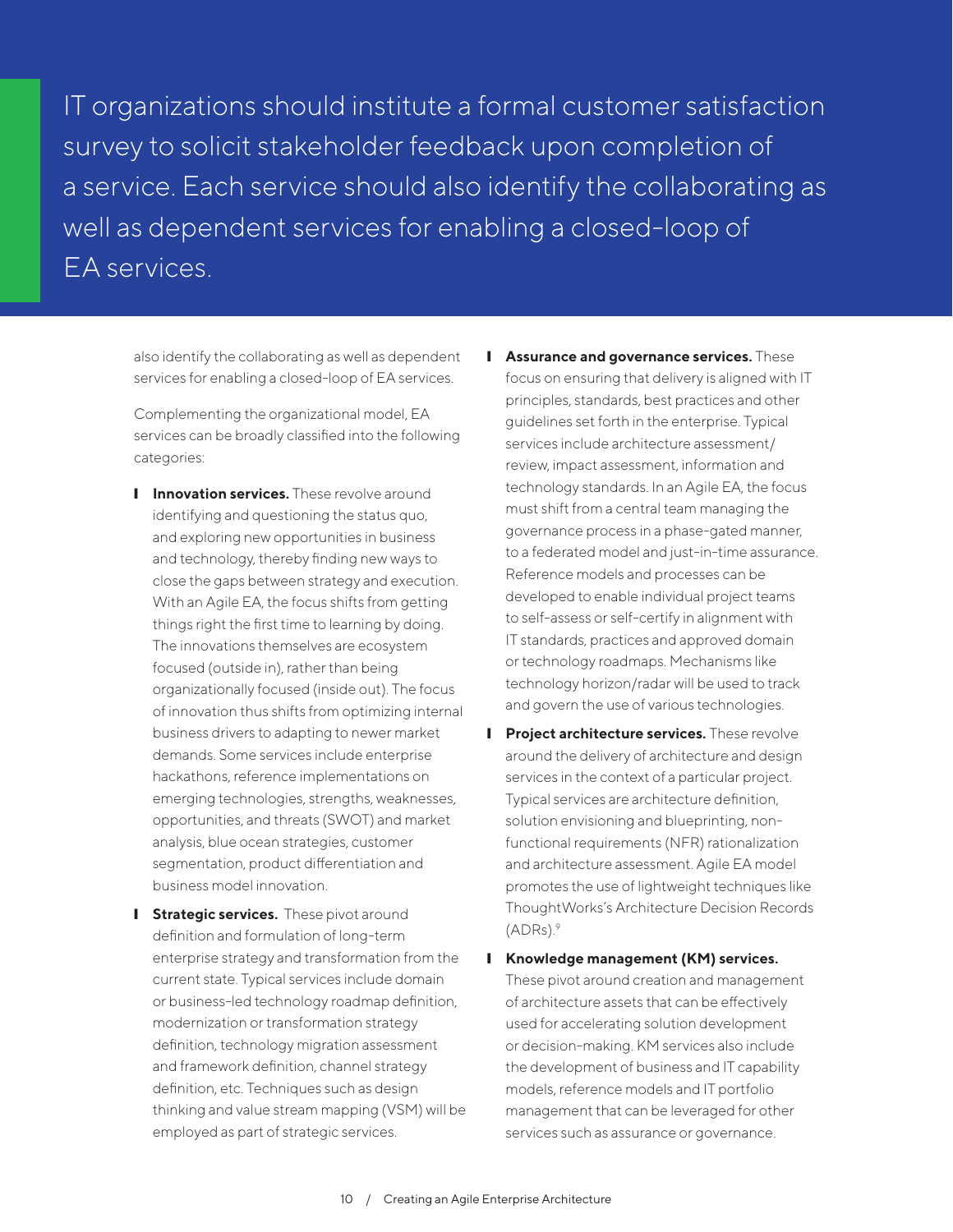> IT organizations should institute a formal customer satisfaction survey to solicit stakeholder feedback upon completion of a service. Each service should also identify the collaborating as well as dependent services for enabling a closed-loop of EA services.

also identify the collaborating as well as dependent services for enabling a closed-loop of EA services.

Complementing the organizational model, EA services can be broadly classified into the following categories:

- **Innovation services.** These revolve around identifying and questioning the status quo, and exploring new opportunities in business and technology, thereby finding new ways to close the gaps between strategy and execution. With an Agile EA, the focus shifts from getting things right the first time to learning by doing. The innovations themselves are ecosystem focused (outside in), rather than being organizationally focused (inside out). The focus of innovation thus shifts from optimizing internal business drivers to adapting to newer market demands. Some services include enterprise hackathons, reference implementations on emerging technologies, strengths, weaknesses, opportunities, and threats (SWOT) and market analysis, blue ocean strategies, customer segmentation, product differentiation and business model innovation.
- **Strategic services.** These pivot around definition and formulation of long-term enterprise strategy and transformation from the current state. Typical services include domain or business-led technology roadmap definition, modernization or transformation strategy definition, technology migration assessment and framework definition, channel strategy definition, etc. Techniques such as design thinking and value stream mapping (VSM) will be employed as part of strategic services.
- **Assurance and governance services.** These focus on ensuring that delivery is aligned with IT principles, standards, best practices and other guidelines set forth in the enterprise. Typical services include architecture assessment/review, impact assessment, information and technology standards. In an Agile EA, the focus must shift from a central team managing the governance process in a phase-gated manner, to a federated model and just-in-time assurance. Reference models and processes can be developed to enable individual project teams to self-assess or self-certify in alignment with IT standards, practices and approved domain or technology roadmaps. Mechanisms like technology horizon/radar will be used to track and govern the use of various technologies.
- **Project architecture services.** These revolve around the delivery of architecture and design services in the context of a particular project. Typical services are architecture definition, solution envisioning and blueprinting, non-functional requirements (NFR) rationalization and architecture assessment. Agile EA model promotes the use of lightweight techniques like ThoughtWorks's Architecture Decision Records (ADRs).[9]
- **Knowledge management (KM) services.** These pivot around creation and management of architecture assets that can be effectively used for accelerating solution development or decision-making. KM services also include the development of business and IT capability models, reference models and IT portfolio management that can be leveraged for other services such as assurance or governance.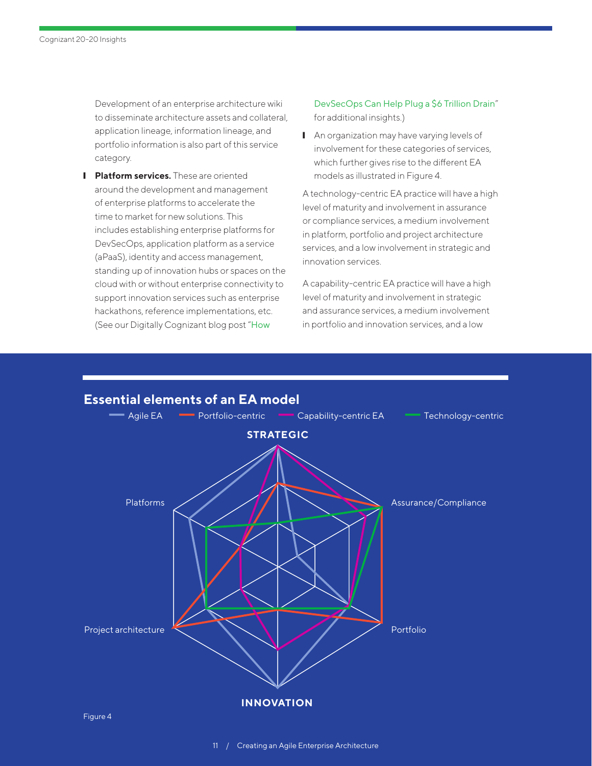Development of an enterprise architecture wiki to disseminate architecture assets and collateral, application lineage, information lineage, and portfolio information is also part of this service category.

- **Platform services.** These are oriented around the development and management of enterprise platforms to accelerate the time to market for new solutions. This includes establishing enterprise platforms for DevSecOps, application platform as a service (aPaaS), identity and access management, standing up of innovation hubs or spaces on the cloud with or without enterprise connectivity to support innovation services such as enterprise hackathons, reference implementations, etc. (See our Digitally Cognizant blog post "How DevSecOps Can Help Plug a $6 Trillion Drain" for additional insights.)

- An organization may have varying levels of involvement for these categories of services, which further gives rise to the different EA models as illustrated in Figure 4.

A technology-centric EA practice will have a high level of maturity and involvement in assurance or compliance services, a medium involvement in platform, portfolio and project architecture services, and a low involvement in strategic and innovation services.

A capability-centric EA practice will have a high level of maturity and involvement in strategic and assurance services, a medium involvement in portfolio and innovation services, and a low

## Essential elements of an EA model

Agile EA | Portfolio-centric | Capability-centric EA | Technology-centric

STRATEGIC

Platforms

Assurance/Compliance

Project architecture

Portfolio

INNOVATION

Figure 4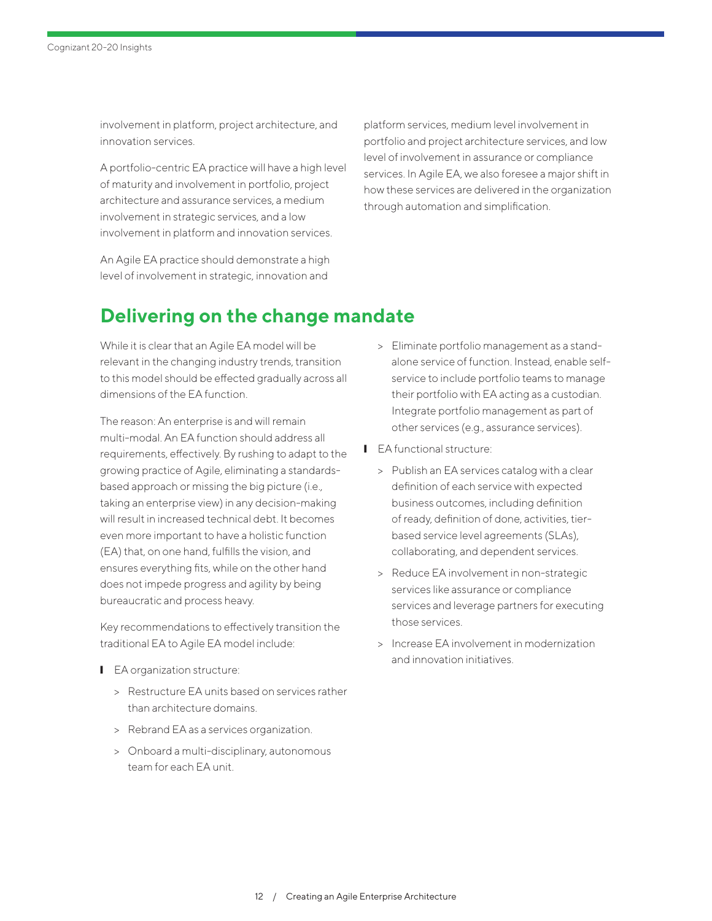involvement in platform, project architecture, and innovation services.

A portfolio-centric EA practice will have a high level of maturity and involvement in portfolio, project architecture and assurance services, a medium involvement in strategic services, and a low involvement in platform and innovation services.

An Agile EA practice should demonstrate a high level of involvement in strategic, innovation and platform services, medium level involvement in portfolio and project architecture services, and low level of involvement in assurance or compliance services. In Agile EA, we also foresee a major shift in how these services are delivered in the organization through automation and simplification.

## Delivering on the change mandate

While it is clear that an Agile EA model will be relevant in the changing industry trends, transition to this model should be effected gradually across all dimensions of the EA function.

The reason: An enterprise is and will remain multi-modal. An EA function should address all requirements, effectively. By rushing to adapt to the growing practice of Agile, eliminating a standards-based approach or missing the big picture (i.e., taking an enterprise view) in any decision-making will result in increased technical debt. It becomes even more important to have a holistic function (EA) that, on one hand, fulfills the vision, and ensures everything fits, while on the other hand does not impede progress and agility by being bureaucratic and process heavy.

Key recommendations to effectively transition the traditional EA to Agile EA model include:

- EA organization structure:
  - Restructure EA units based on services rather than architecture domains.
  - Rebrand EA as a services organization.
  - Onboard a multi-disciplinary, autonomous team for each EA unit.
  - Eliminate portfolio management as a stand-alone service of function. Instead, enable self-service to include portfolio teams to manage their portfolio with EA acting as a custodian. Integrate portfolio management as part of other services (e.g., assurance services).
- EA functional structure:
  - Publish an EA services catalog with a clear definition of each service with expected business outcomes, including definition of ready, definition of done, activities, tier-based service level agreements (SLAs), collaborating, and dependent services.
  - Reduce EA involvement in non-strategic services like assurance or compliance services and leverage partners for executing those services.
  - Increase EA involvement in modernization and innovation initiatives.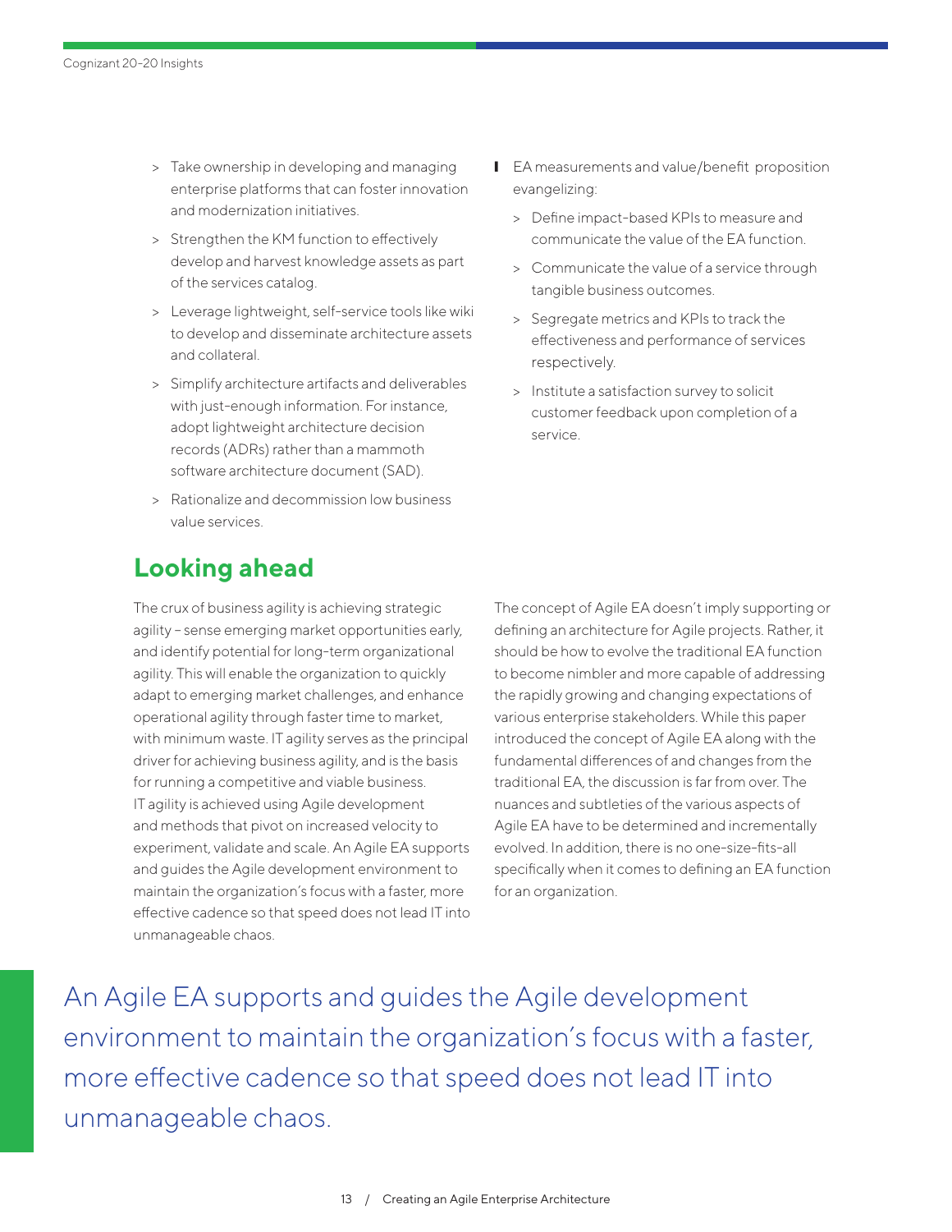- Take ownership in developing and managing enterprise platforms that can foster innovation and modernization initiatives.
- Strengthen the KM function to effectively develop and harvest knowledge assets as part of the services catalog.
- Leverage lightweight, self-service tools like wiki to develop and disseminate architecture assets and collateral.
- Simplify architecture artifacts and deliverables with just-enough information. For instance, adopt lightweight architecture decision records (ADRs) rather than a mammoth software architecture document (SAD).
- Rationalize and decommission low business value services.

- EA measurements and value/benefit proposition evangelizing:
  - Define impact-based KPIs to measure and communicate the value of the EA function.
  - Communicate the value of a service through tangible business outcomes.
  - Segregate metrics and KPIs to track the effectiveness and performance of services respectively.
  - Institute a satisfaction survey to solicit customer feedback upon completion of a service.

## Looking ahead

The crux of business agility is achieving strategic agility – sense emerging market opportunities early, and identify potential for long-term organizational agility. This will enable the organization to quickly adapt to emerging market challenges, and enhance operational agility through faster time to market, with minimum waste. IT agility serves as the principal driver for achieving business agility, and is the basis for running a competitive and viable business. IT agility is achieved using Agile development and methods that pivot on increased velocity to experiment, validate and scale. An Agile EA supports and guides the Agile development environment to maintain the organization's focus with a faster, more effective cadence so that speed does not lead IT into unmanageable chaos.

The concept of Agile EA doesn't imply supporting or defining an architecture for Agile projects. Rather, it should be how to evolve the traditional EA function to become nimbler and more capable of addressing the rapidly growing and changing expectations of various enterprise stakeholders. While this paper introduced the concept of Agile EA along with the fundamental differences of and changes from the traditional EA, the discussion is far from over. The nuances and subtleties of the various aspects of Agile EA have to be determined and incrementally evolved. In addition, there is no one-size-fits-all specifically when it comes to defining an EA function for an organization.

An Agile EA supports and guides the Agile development environment to maintain the organization's focus with a faster, more effective cadence so that speed does not lead IT into unmanageable chaos.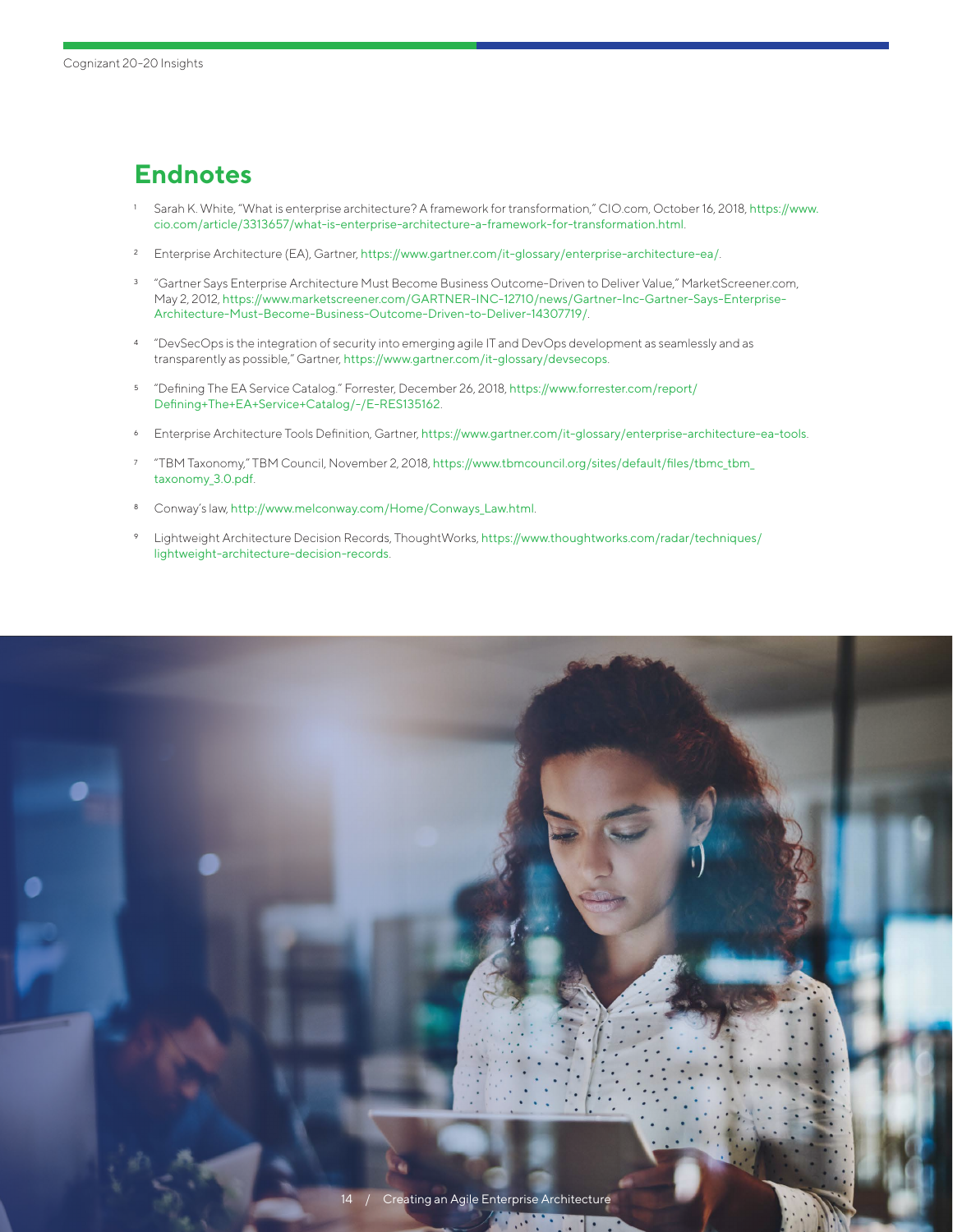## Endnotes

1. Sarah K. White, "What is enterprise architecture? A framework for transformation," CIO.com, October 16, 2018, https://www.cio.com/article/3313657/what-is-enterprise-architecture-a-framework-for-transformation.html.

2. Enterprise Architecture (EA), Gartner, https://www.gartner.com/it-glossary/enterprise-architecture-ea/.

3. "Gartner Says Enterprise Architecture Must Become Business Outcome-Driven to Deliver Value," MarketScreener.com, May 2, 2012, https://www.marketscreener.com/GARTNER-INC-12710/news/Gartner-Inc-Gartner-Says-Enterprise-Architecture-Must-Become-Business-Outcome-Driven-to-Deliver-14307719/.

4. "DevSecOps is the integration of security into emerging agile IT and DevOps development as seamlessly and as transparently as possible," Gartner, https://www.gartner.com/it-glossary/devsecops.

5. "Defining The EA Service Catalog." Forrester, December 26, 2018, https://www.forrester.com/report/Defining+The+EA+Service+Catalog/-/E-RES135162.

6. Enterprise Architecture Tools Definition, Gartner, https://www.gartner.com/it-glossary/enterprise-architecture-ea-tools.

7. "TBM Taxonomy," TBM Council, November 2, 2018, https://www.tbmcouncil.org/sites/default/files/tbmc_tbm_taxonomy_3.0.pdf.

8. Conway's law, http://www.melconway.com/Home/Conways_Law.html.

9. Lightweight Architecture Decision Records, ThoughtWorks, https://www.thoughtworks.com/radar/techniques/lightweight-architecture-decision-records.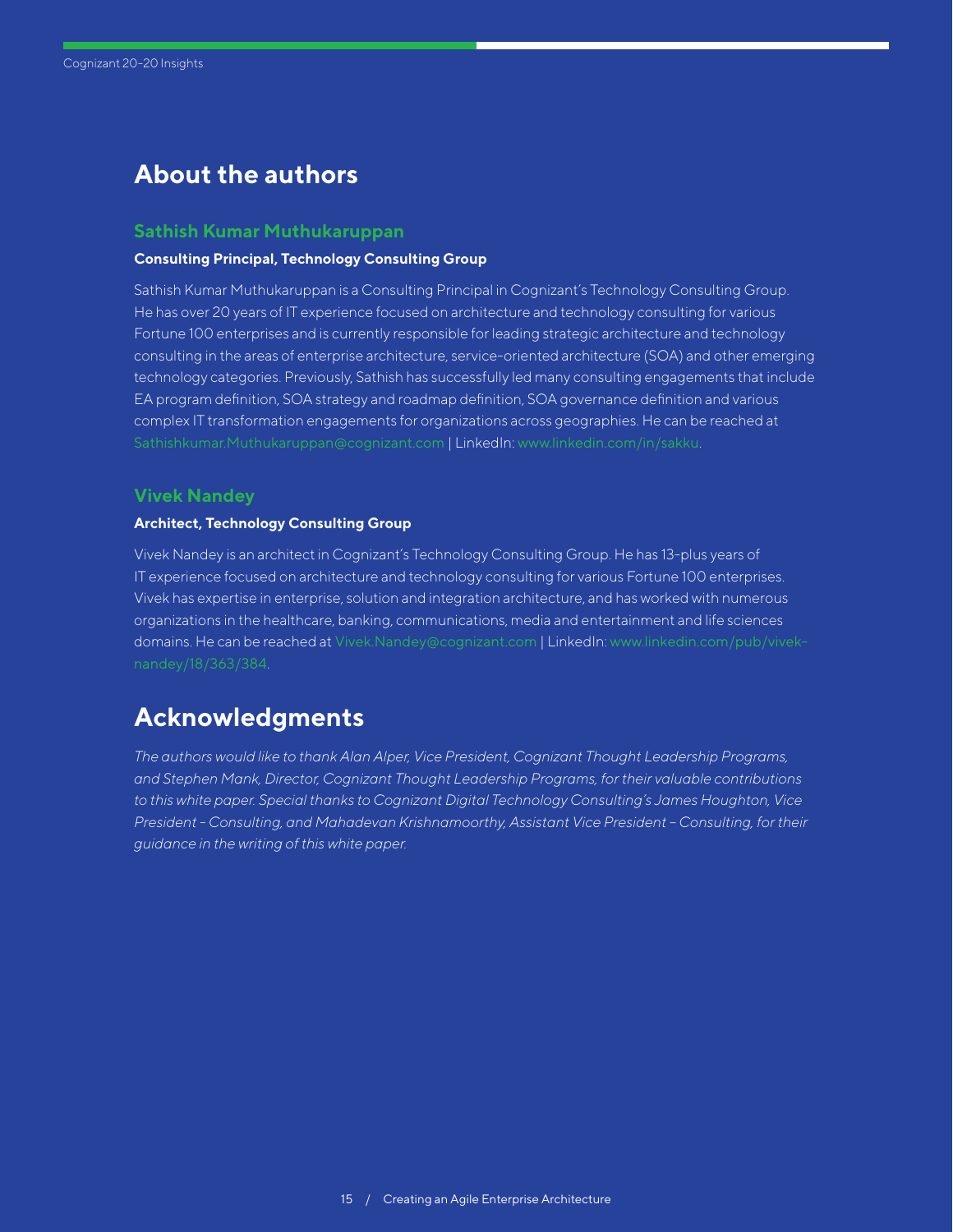## About the authors

### Sathish Kumar Muthukaruppan

**Consulting Principal, Technology Consulting Group**

Sathish Kumar Muthukaruppan is a Consulting Principal in Cognizant's Technology Consulting Group. He has over 20 years of IT experience focused on architecture and technology consulting for various Fortune 100 enterprises and is currently responsible for leading strategic architecture and technology consulting in the areas of enterprise architecture, service-oriented architecture (SOA) and other emerging technology categories. Previously, Sathish has successfully led many consulting engagements that include EA program definition, SOA strategy and roadmap definition, SOA governance definition and various complex IT transformation engagements for organizations across geographies. He can be reached at Sathishkumar.Muthukaruppan@cognizant.com | LinkedIn: www.linkedin.com/in/sakku.

### Vivek Nandey

**Architect, Technology Consulting Group**

Vivek Nandey is an architect in Cognizant's Technology Consulting Group. He has 13-plus years of IT experience focused on architecture and technology consulting for various Fortune 100 enterprises. Vivek has expertise in enterprise, solution and integration architecture, and has worked with numerous organizations in the healthcare, banking, communications, media and entertainment and life sciences domains. He can be reached at Vivek.Nandey@cognizant.com | LinkedIn: www.linkedin.com/pub/vivek-nandey/18/363/384.

## Acknowledgments

*The authors would like to thank Alan Alper, Vice President, Cognizant Thought Leadership Programs, and Stephen Mank, Director, Cognizant Thought Leadership Programs, for their valuable contributions to this white paper. Special thanks to Cognizant Digital Technology Consulting's James Houghton, Vice President - Consulting, and Mahadevan Krishnamoorthy, Assistant Vice President – Consulting, for their guidance in the writing of this white paper.*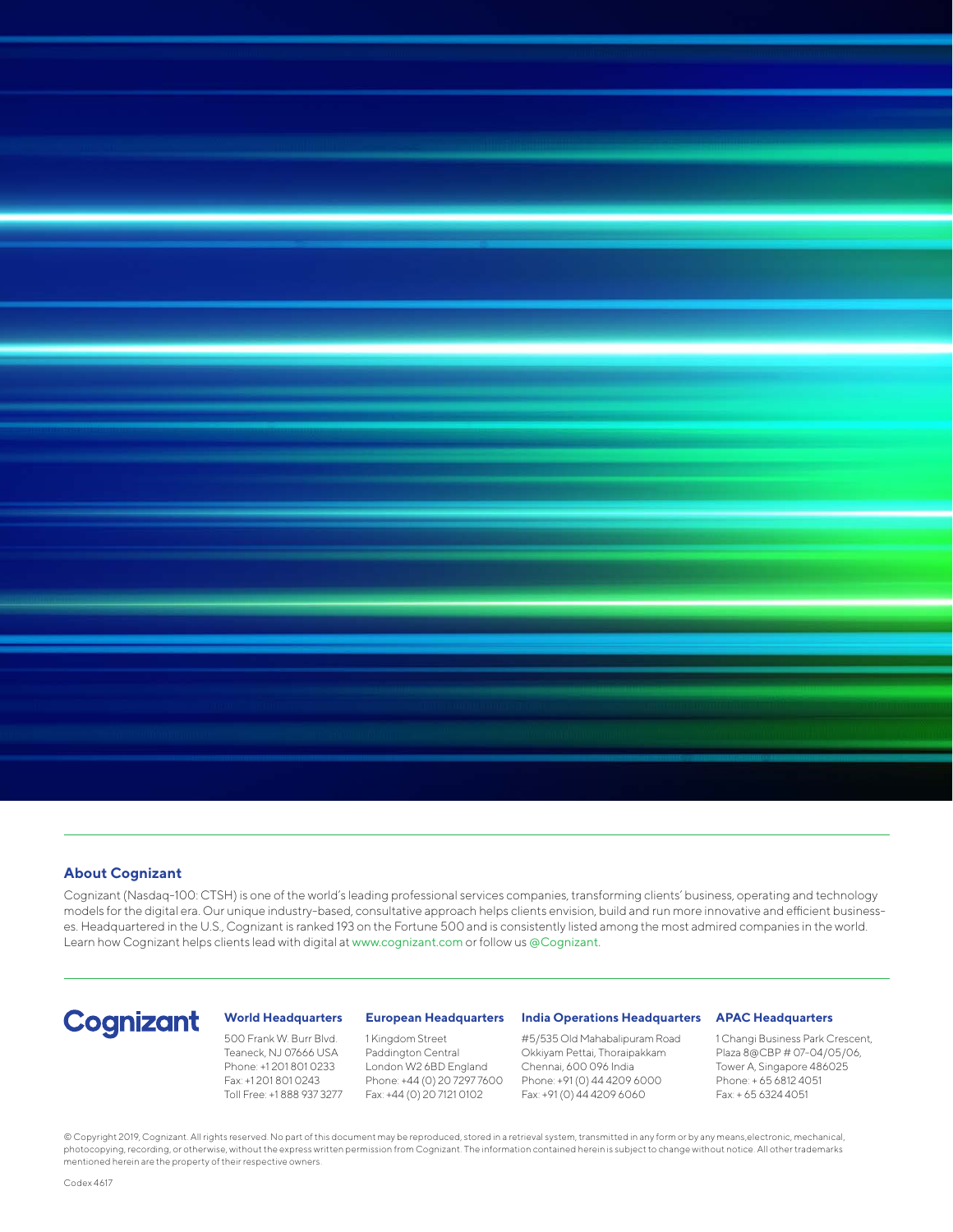## About Cognizant

Cognizant (Nasdaq-100: CTSH) is one of the world's leading professional services companies, transforming clients' business, operating and technology models for the digital era. Our unique industry-based, consultative approach helps clients envision, build and run more innovative and efficient businesses. Headquartered in the U.S., Cognizant is ranked 193 on the Fortune 500 and is consistently listed among the most admired companies in the world. Learn how Cognizant helps clients lead with digital at www.cognizant.com or follow us @Cognizant.

**Cognizant**

**World Headquarters**

500 Frank W. Burr Blvd.
Teaneck, NJ 07666 USA
Phone: +1 201 801 0233
Fax: +1 201 801 0243
Toll Free: +1 888 937 3277

**European Headquarters**

1 Kingdom Street
Paddington Central
London W2 6BD England
Phone: +44 (0) 20 7297 7600
Fax: +44 (0) 20 7121 0102

**India Operations Headquarters**

#5/535 Old Mahabalipuram Road
Okkiyam Pettai, Thoraipakkam
Chennai, 600 096 India
Phone: +91 (0) 44 4209 6000
Fax: +91 (0) 44 4209 6060

**APAC Headquarters**

1 Changi Business Park Crescent,
Plaza 8@CBP # 07-04/05/06,
Tower A, Singapore 486025
Phone: + 65 6812 4051
Fax: + 65 6324 4051

© Copyright 2019, Cognizant. All rights reserved. No part of this document may be reproduced, stored in a retrieval system, transmitted in any form or by any means,electronic, mechanical, photocopying, recording, or otherwise, without the express written permission from Cognizant. The information contained herein is subject to change without notice. All other trademarks mentioned herein are the property of their respective owners.

Codex 4617